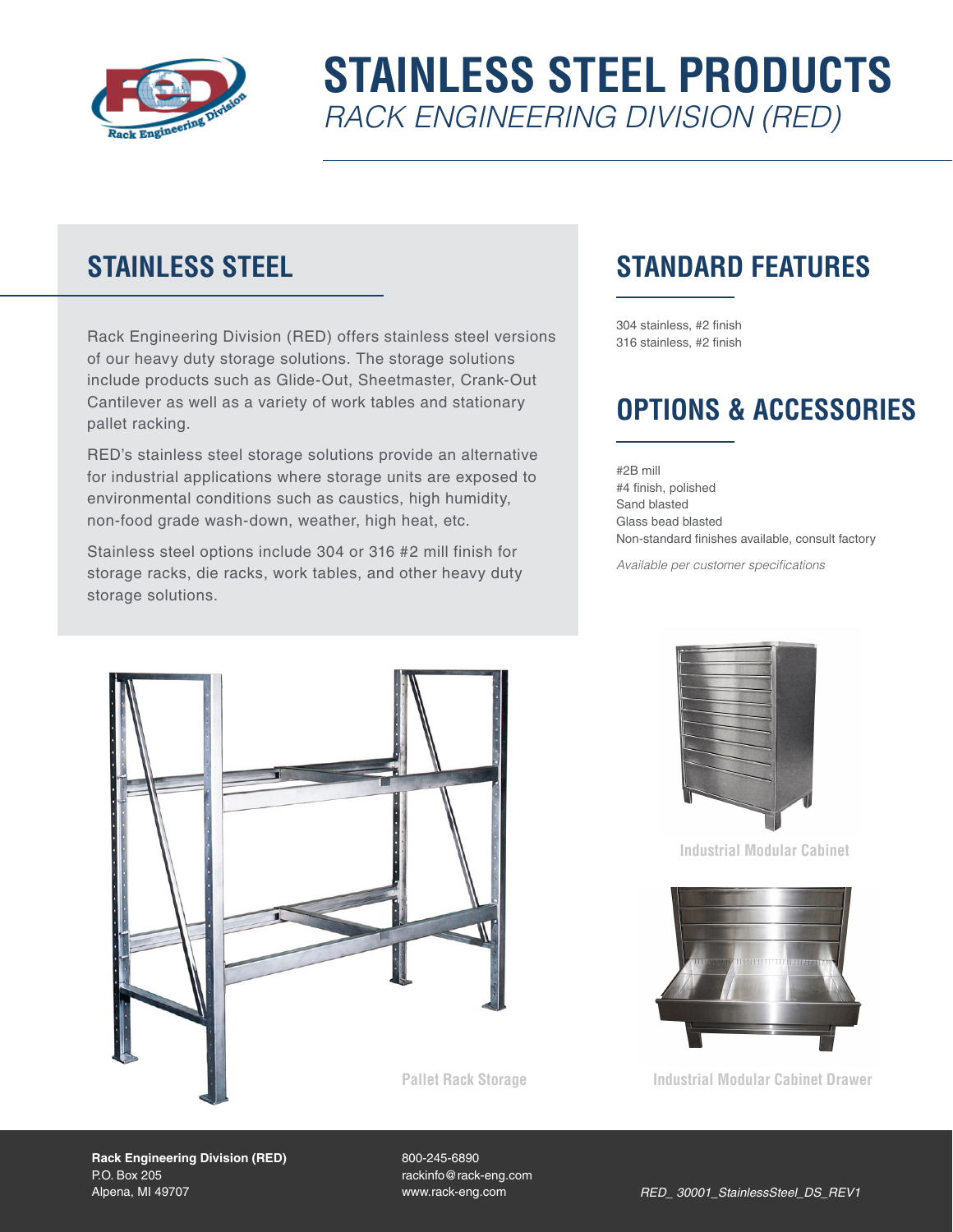# STAINLESS STEEL PRODUCTS

*RACK ENGINEERING DIVISION (RED)*

## STAINLESS STEEL

Rack Engineering Division (RED) offers stainless steel versions of our heavy duty storage solutions. The storage solutions include products such as Glide-Out, Sheetmaster, Crank-Out Cantilever as well as a variety of work tables and stationary pallet racking.

RED's stainless steel storage solutions provide an alternative for industrial applications where storage units are exposed to environmental conditions such as caustics, high humidity, non-food grade wash-down, weather, high heat, etc.

Stainless steel options include 304 or 316 #2 mill finish for storage racks, die racks, work tables, and other heavy duty storage solutions.

## STANDARD FEATURES

304 stainless, #2 finish
316 stainless, #2 finish

## OPTIONS & ACCESSORIES

#2B mill
#4 finish, polished
Sand blasted
Glass bead blasted
Non-standard finishes available, consult factory

*Available per customer specifications*

Industrial Modular Cabinet

Pallet Rack Storage

Industrial Modular Cabinet Drawer

**Rack Engineering Division (RED)**
P.O. Box 205
Alpena, MI 49707

800-245-6890
rackinfo@rack-eng.com
www.rack-eng.com

*RED_ 30001_StainlessSteel_DS_REV1*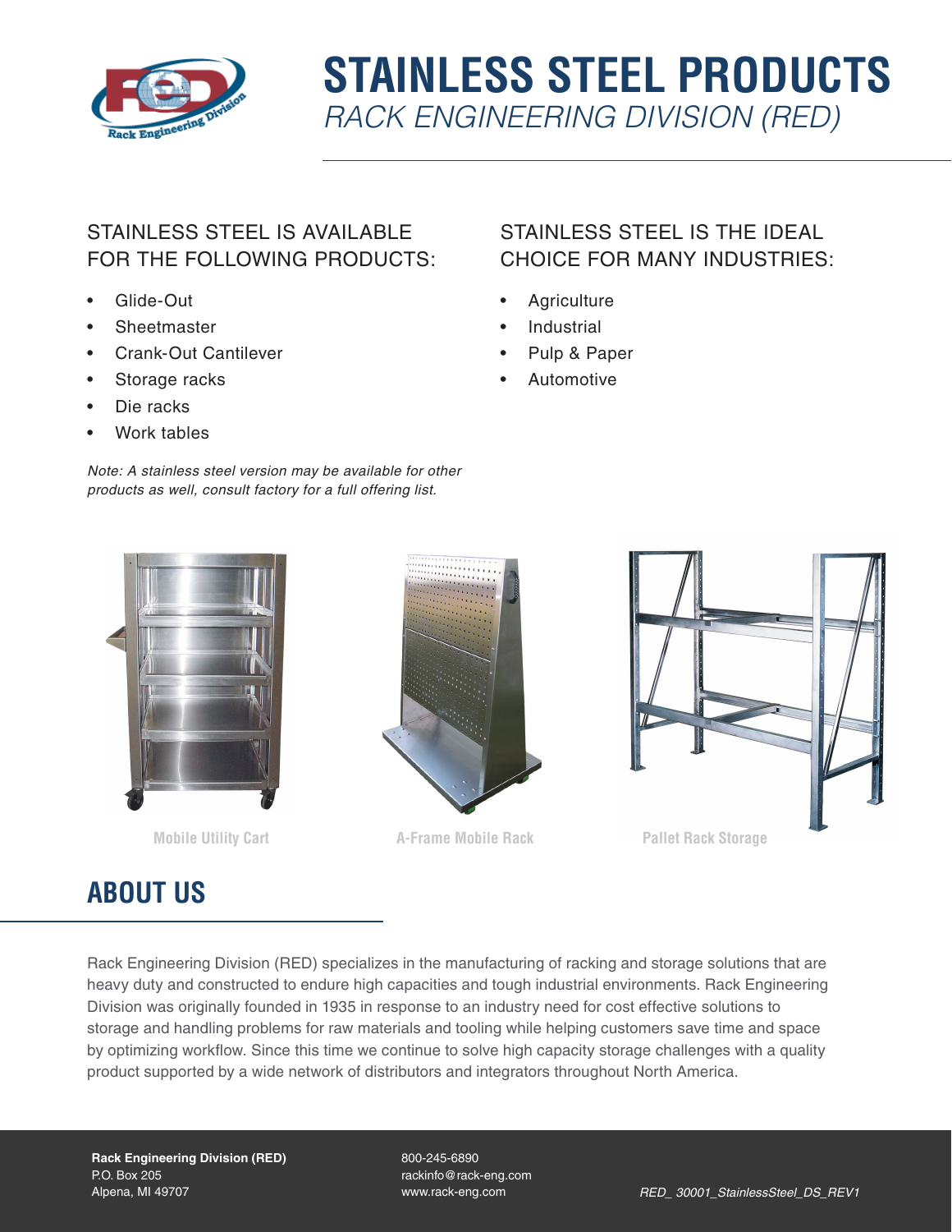# STAINLESS STEEL PRODUCTS

*RACK ENGINEERING DIVISION (RED)*

## STAINLESS STEEL IS AVAILABLE FOR THE FOLLOWING PRODUCTS:

- Glide-Out
- Sheetmaster
- Crank-Out Cantilever
- Storage racks
- Die racks
- Work tables

*Note: A stainless steel version may be available for other products as well, consult factory for a full offering list.*

## STAINLESS STEEL IS THE IDEAL CHOICE FOR MANY INDUSTRIES:

- Agriculture
- Industrial
- Pulp & Paper
- Automotive

Mobile Utility Cart

A-Frame Mobile Rack

Pallet Rack Storage

## ABOUT US

Rack Engineering Division (RED) specializes in the manufacturing of racking and storage solutions that are heavy duty and constructed to endure high capacities and tough industrial environments. Rack Engineering Division was originally founded in 1935 in response to an industry need for cost effective solutions to storage and handling problems for raw materials and tooling while helping customers save time and space by optimizing workflow. Since this time we continue to solve high capacity storage challenges with a quality product supported by a wide network of distributors and integrators throughout North America.

**Rack Engineering Division (RED)**
P.O. Box 205
Alpena, MI 49707

800-245-6890
rackinfo@rack-eng.com
www.rack-eng.com

*RED_ 30001_StainlessSteel_DS_REV1*